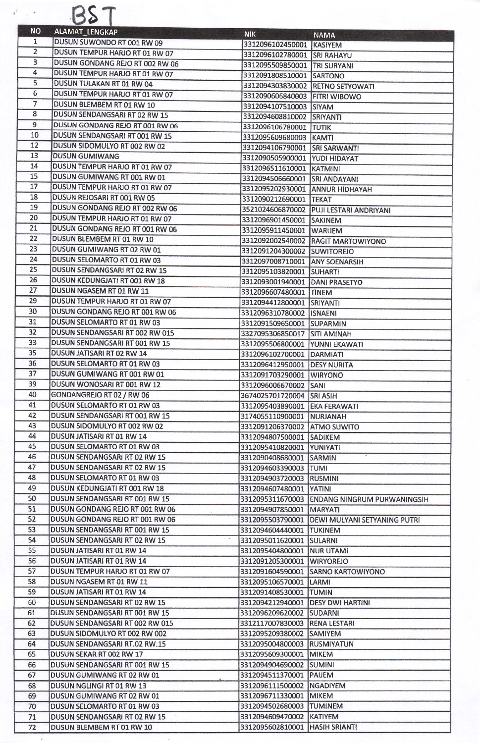# BST

| NO | ALAMAT_LENGKAP | NIK | NAMA |
|---|---|---|---|
| 1 | DUSUN SUWONDO RT 001 RW 09 | 3312096102450001 | KASIYEM |
| 2 | DUSUN TEMPUR HARJO RT 01 RW 07 | 3312096102780001 | SRI RAHAYU |
| 3 | DUSUN GONDANG REJO RT 002 RW 06 | 3312095509850001 | TRI SURYANI |
| 4 | DUSUN TEMPUR HARJO RT 01 RW 07 | 3312091808510001 | SARTONO |
| 5 | DUSUN TULAKAN RT 01 RW 04 | 3312094303830002 | RETNO SETYOWATI |
| 6 | DUSUN TEMPUR HARJO RT 01 RW 07 | 3312090606840003 | FITRI WIBOWO |
| 7 | DUSUN BLEMBEM RT 01 RW 10 | 3312094107510003 | SIYAM |
| 8 | DUSUN SENDANGSARI RT 02 RW 15 | 3312094608810002 | SRIYANTI |
| 9 | DUSUN GONDANG REJO RT 001 RW 06 | 3312096106780001 | TUTIK |
| 10 | DUSUN SENDANGSARI RT 001 RW 15 | 3312095609680003 | KAMTI |
| 12 | DUSUN SIDOMULYO RT 002 RW 02 | 3312094106790001 | SRI SARWANTI |
| 13 | DUSUN GUMIWANG | 3312090505900001 | YUDI HIDAYAT |
| 14 | DUSUN TEMPUR HARJO RT 01 RW 07 | 3312096511610001 | KATMINI |
| 15 | DUSUN GUMIWANG RT 001 RW 01 | 3312094506660001 | SRI ANDAYANI |
| 17 | DUSUN TEMPUR HARJO RT 01 RW 07 | 3312095202930001 | ANNUR HIDHAYAH |
| 18 | DUSUN REJOSARI RT 001 RW 05 | 3312090212690001 | TEKAT |
| 19 | DUSUN GONDANG REJO RT 002 RW 06 | 3521024606870002 | PUJI LESTARI ANDRIYANI |
| 20 | DUSUN TEMPUR HARJO RT 01 RW 07 | 3312096901450001 | SAKINEM |
| 21 | DUSUN GONDANG REJO RT 001 RW 06 | 3312095911450001 | WARIJEM |
| 22 | DUSUN BLEMBEM RT 01 RW 10 | 3312092002540002 | RAGIT MARTOWIYONO |
| 23 | DUSUN GUMIWANG RT 02 RW 01 | 3312091204300002 | SUWITOREJO |
| 24 | DUSUN SELOMARTO RT 01 RW 03 | 3312097008710001 | ANY SOENARSIH |
| 25 | DUSUN SENDANGSARI RT 02 RW 15 | 3312095103820001 | SUHARTI |
| 26 | DUSUN KEDUNGJATI RT 001 RW 18 | 3312093001940001 | DANI PRASETYO |
| 27 | DUSUN NGASEM RT 01 RW 11 | 3312096607480001 | TINEM |
| 29 | DUSUN TEMPUR HARJO RT 01 RW 07 | 3312094412800001 | SRIYANTI |
| 30 | DUSUN GONDANG REJO RT 001 RW 06 | 3312096310780002 | ISNAENI |
| 31 | DUSUN SELOMARTO RT 01 RW 03 | 3312091509650001 | SUPARMIN |
| 32 | DUSUN SENDANGSARI RT 002 RW 015 | 3327095306850017 | SITI AMINAH |
| 33 | DUSUN SENDANGSARI RT 001 RW 15 | 3312095506800001 | YUNNI EKAWATI |
| 35 | DUSUN JATISARI RT 02 RW 14 | 3312096102700001 | DARMIATI |
| 36 | DUSUN SELOMARTO RT 01 RW 03 | 3312096412950001 | DESY NURITA |
| 37 | DUSUN GUMIWANG RT 001 RW 01 | 3312091703290001 | WIRYONO |
| 39 | DUSUN WONOSARI RT 001 RW 12 | 3312096006670002 | SANI |
| 40 | GONDANGREJO RT 02 / RW 06 | 3674025701720004 | SRI ASIH |
| 41 | DUSUN SELOMARTO RT 01 RW 03 | 3312095403890001 | EKA FERAWATI |
| 42 | DUSUN SENDANGSARI RT 001 RW 15 | 3174055110900001 | NURJANAH |
| 43 | DUSUN SIDOMULYO RT 002 RW 02 | 3312091206370002 | ATMO SUWITO |
| 44 | DUSUN JATISARI RT 01 RW 14 | 3312094807500001 | SADIKEM |
| 45 | DUSUN SELOMARTO RT 01 RW 03 | 3312095410820001 | YUNIYATI |
| 46 | DUSUN SENDANGSARI RT 02 RW 15 | 3312090408680001 | SARMIN |
| 47 | DUSUN SENDANGSARI RT 02 RW 15 | 3312094603390003 | TUMI |
| 48 | DUSUN SELOMARTO RT 01 RW 03 | 3312094903720003 | RUSMINI |
| 49 | DUSUN KEDUNGJATI RT 001 RW 18 | 3312094607480001 | YATINI |
| 50 | DUSUN SENDANGSARI RT 001 RW 15 | 3312095311670003 | ENDANG NINGRUM PURWANINGSIH |
| 51 | DUSUN GONDANG REJO RT 001 RW 06 | 3312094907850001 | MARYATI |
| 52 | DUSUN GONDANG REJO RT 001 RW 06 | 3312095503790001 | DEWI MULYANI SETYANING PUTRI |
| 53 | DUSUN SENDANGSARI RT 001 RW 15 | 3312094604440001 | TUKINEM |
| 54 | DUSUN SENDANGSARI RT 02 RW 15 | 3312095011620001 | SULARNI |
| 55 | DUSUN JATISARI RT 01 RW 14 | 3312095404800001 | NUR UTAMI |
| 56 | DUSUN JATISARI RT 01 RW 14 | 3312091205300001 | WIRYOREJO |
| 57 | DUSUN TEMPUR HARJO RT 01 RW 07 | 3312091604590001 | SARNO KARTOWIYONO |
| 58 | DUSUN NGASEM RT 01 RW 11 | 3312095106570001 | LARMI |
| 59 | DUSUN JATISARI RT 01 RW 14 | 3312091408530001 | TUMIN |
| 60 | DUSUN SENDANGSARI RT 02 RW 15 | 3312094212940001 | DESY DWI HARTINI |
| 61 | DUSUN SENDANGSARI RT 001 RW 15 | 3312096209620002 | SUDARNI |
| 62 | DUSUN SENDANGSARI RT 002 RW 015 | 3312117007830003 | RENA LESTARI |
| 63 | DUSUN SIDOMULYO RT 002 RW 002 | 3312095209380002 | SAMIYEM |
| 64 | DUSUN SENDANGSARI RT.02 RW.15 | 3312095004800003 | RUSMIYATUN |
| 65 | DUSUN SEKAR RT 002 RW 17 | 3312095609300001 | MIKEM |
| 66 | DUSUN SENDANGSARI RT 001 RW 15 | 3312094904690002 | SUMINI |
| 67 | DUSUN GUMIWANG RT 02 RW 01 | 3312094511370001 | PAIJEM |
| 68 | DUSUN NGLINGI RT 01 RW 13 | 3312096111500002 | NGADIYEM |
| 69 | DUSUN GUMIWANG RT 02 RW 01 | 3312096711330001 | MIKEM |
| 70 | DUSUN SELOMARTO RT 01 RW 03 | 3312094502680003 | TUMINEM |
| 71 | DUSUN SENDANGSARI RT 02 RW 15 | 3312094609470002 | KATIYEM |
| 72 | DUSUN BLEMBEM RT 01 RW 10 | 3312095602810001 | HASIH SRIANTI |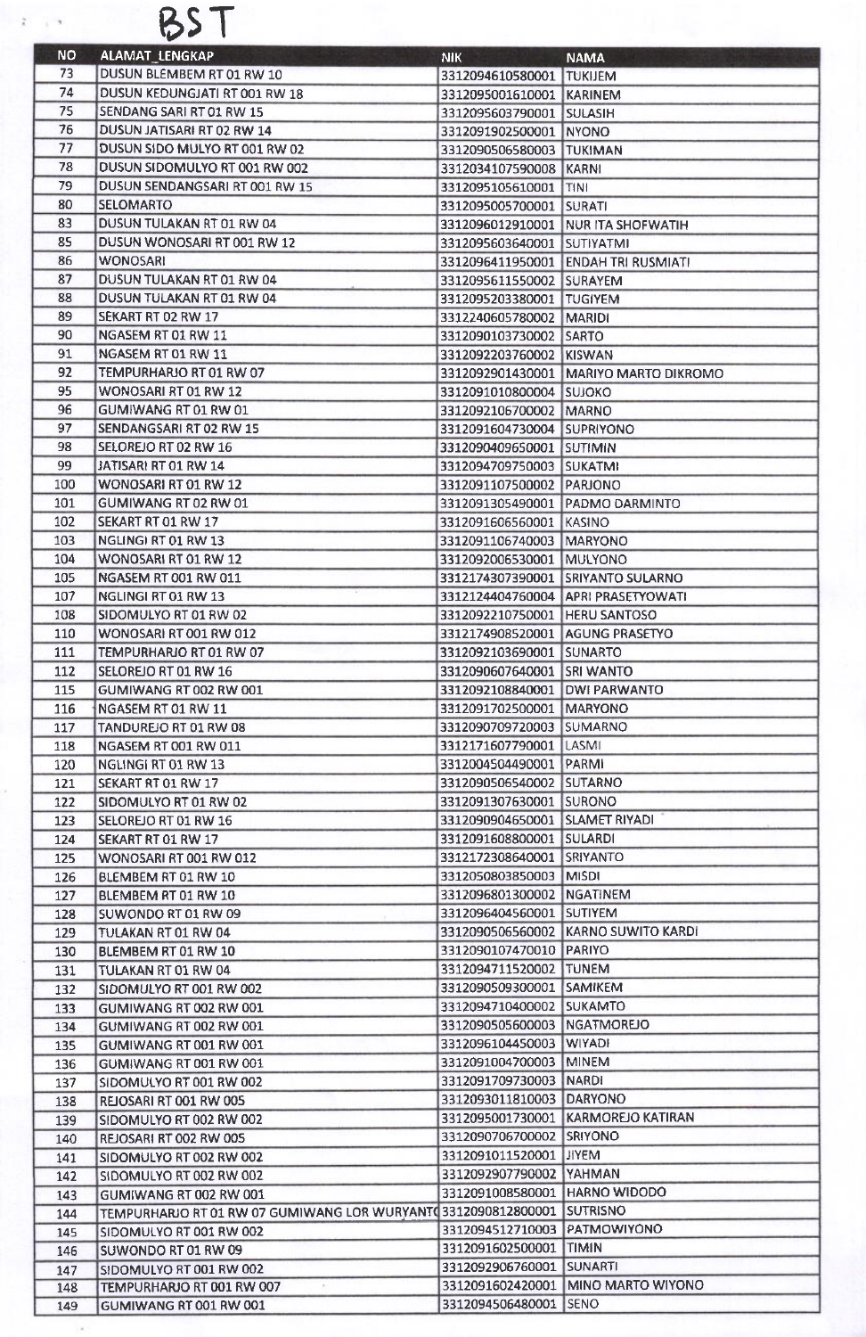BST

| NO | ALAMAT_LENGKAP | NIK | NAMA |
|---|---|---|---|
| 73 | DUSUN BLEMBEM RT 01 RW 10 | 3312094610580001 | TUKIJEM |
| 74 | DUSUN KEDUNGJATI RT 001 RW 18 | 3312095001610001 | KARINEM |
| 75 | SENDANG SARI RT 01 RW 15 | 3312095603790001 | SULASIH |
| 76 | DUSUN JATISARI RT 02 RW 14 | 3312091902500001 | NYONO |
| 77 | DUSUN SIDO MULYO RT 001 RW 02 | 3312090506580003 | TUKIMAN |
| 78 | DUSUN SIDOMULYO RT 001 RW 002 | 3312034107590008 | KARNI |
| 79 | DUSUN SENDANGSARI RT 001 RW 15 | 3312095105610001 | TINI |
| 80 | SELOMARTO | 3312095005700001 | SURATI |
| 83 | DUSUN TULAKAN RT 01 RW 04 | 3312096012910001 | NUR ITA SHOFWATIH |
| 85 | DUSUN WONOSARI RT 001 RW 12 | 3312095603640001 | SUTIYATMI |
| 86 | WONOSARI | 3312096411950001 | ENDAH TRI RUSMIATI |
| 87 | DUSUN TULAKAN RT 01 RW 04 | 3312095611550002 | SURAYEM |
| 88 | DUSUN TULAKAN RT 01 RW 04 | 3312095203380001 | TUGIYEM |
| 89 | SEKART RT 02 RW 17 | 3312240605780002 | MARIDI |
| 90 | NGASEM RT 01 RW 11 | 3312090103730002 | SARTO |
| 91 | NGASEM RT 01 RW 11 | 3312092203760002 | KISWAN |
| 92 | TEMPURHARJO RT 01 RW 07 | 3312092901430001 | MARIYO MARTO DIKROMO |
| 95 | WONOSARI RT 01 RW 12 | 3312091010800004 | SUJOKO |
| 96 | GUMIWANG RT 01 RW 01 | 3312092106700002 | MARNO |
| 97 | SENDANGSARI RT 02 RW 15 | 3312091604730004 | SUPRIYONO |
| 98 | SELOREJO RT 02 RW 16 | 3312090409650001 | SUTIMIN |
| 99 | JATISARI RT 01 RW 14 | 3312094709750003 | SUKATMI |
| 100 | WONOSARI RT 01 RW 12 | 3312091107500002 | PARJONO |
| 101 | GUMIWANG RT 02 RW 01 | 3312091305490001 | PADMO DARMINTO |
| 102 | SEKART RT 01 RW 17 | 3312091606560001 | KASINO |
| 103 | NGLINGI RT 01 RW 13 | 3312091106740003 | MARYONO |
| 104 | WONOSARI RT 01 RW 12 | 3312092006530001 | MULYONO |
| 105 | NGASEM RT 001 RW 011 | 3312174307390001 | SRIYANTO SULARNO |
| 107 | NGLINGI RT 01 RW 13 | 3312124404760004 | APRI PRASETYOWATI |
| 108 | SIDOMULYO RT 01 RW 02 | 3312092210750001 | HERU SANTOSO |
| 110 | WONOSARI RT 001 RW 012 | 3312174908520001 | AGUNG PRASETYO |
| 111 | TEMPURHARJO RT 01 RW 07 | 3312092103690001 | SUNARTO |
| 112 | SELOREJO RT 01 RW 16 | 3312090607640001 | SRI WANTO |
| 115 | GUMIWANG RT 002 RW 001 | 3312092108840001 | DWI PARWANTO |
| 116 | NGASEM RT 01 RW 11 | 3312091702500001 | MARYONO |
| 117 | TANDUREJO RT 01 RW 08 | 3312090709720003 | SUMARNO |
| 118 | NGASEM RT 001 RW 011 | 3312171607790001 | LASMI |
| 120 | NGLINGI RT 01 RW 13 | 3312004504490001 | PARMI |
| 121 | SEKART RT 01 RW 17 | 3312090506540002 | SUTARNO |
| 122 | SIDOMULYO RT 01 RW 02 | 3312091307630001 | SURONO |
| 123 | SELOREJO RT 01 RW 16 | 3312090904650001 | SLAMET RIYADI |
| 124 | SEKART RT 01 RW 17 | 3312091608800001 | SULARDI |
| 125 | WONOSARI RT 001 RW 012 | 3312172308640001 | SRIYANTO |
| 126 | BLEMBEM RT 01 RW 10 | 3312050803850003 | MISDI |
| 127 | BLEMBEM RT 01 RW 10 | 3312096801300002 | NGATINEM |
| 128 | SUWONDO RT 01 RW 09 | 3312096404560001 | SUTIYEM |
| 129 | TULAKAN RT 01 RW 04 | 3312090506560002 | KARNO SUWITO KARDI |
| 130 | BLEMBEM RT 01 RW 10 | 3312090107470010 | PARIYO |
| 131 | TULAKAN RT 01 RW 04 | 3312094711520002 | TUNEM |
| 132 | SIDOMULYO RT 001 RW 002 | 3312090509300001 | SAMIKEM |
| 133 | GUMIWANG RT 002 RW 001 | 3312094710400002 | SUKAMTO |
| 134 | GUMIWANG RT 002 RW 001 | 3312090505600003 | NGATMOREJO |
| 135 | GUMIWANG RT 001 RW 001 | 3312096104450003 | WIYADI |
| 136 | GUMIWANG RT 001 RW 001 | 3312091004700003 | MINEM |
| 137 | SIDOMULYO RT 001 RW 002 | 3312091709730003 | NARDI |
| 138 | REJOSARI RT 001 RW 005 | 3312093011810003 | DARYONO |
| 139 | SIDOMULYO RT 002 RW 002 | 3312095001730001 | KARMOREJO KATIRAN |
| 140 | REJOSARI RT 002 RW 005 | 3312090706700002 | SRIYONO |
| 141 | SIDOMULYO RT 002 RW 002 | 3312091011520001 | JIYEM |
| 142 | SIDOMULYO RT 002 RW 002 | 3312092907790002 | YAHMAN |
| 143 | GUMIWANG RT 002 RW 001 | 3312091008580001 | HARNO WIDODO |
| 144 | TEMPURHARJO RT 01 RW 07 GUMIWANG LOR WURYANT( | 3312090812800001 | SUTRISNO |
| 145 | SIDOMULYO RT 001 RW 002 | 3312094512710003 | PATMOWIYONO |
| 146 | SUWONDO RT 01 RW 09 | 3312091602500001 | TIMIN |
| 147 | SIDOMULYO RT 001 RW 002 | 3312092906760001 | SUNARTI |
| 148 | TEMPURHARJO RT 001 RW 007 | 3312091602420001 | MINO MARTO WIYONO |
| 149 | GUMIWANG RT 001 RW 001 | 3312094506480001 | SENO |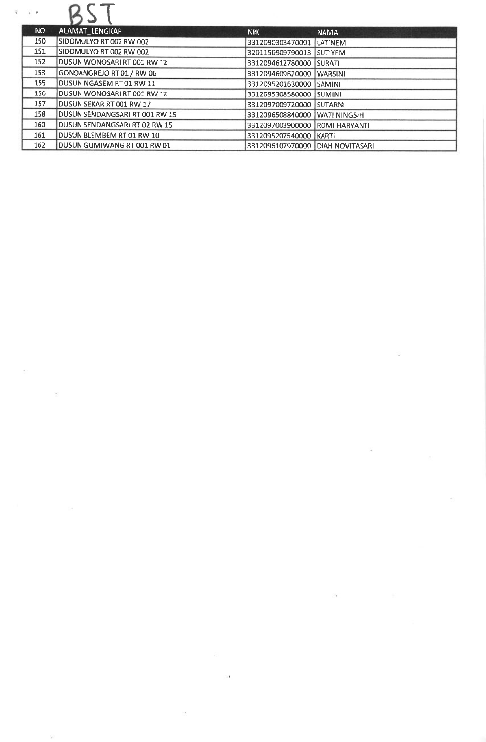BST

| NO | ALAMAT_LENGKAP | NIK | NAMA |
|---|---|---|---|
| 150 | SIDOMULYO RT 002 RW 002 | 3312090303470001 | LATINEM |
| 151 | SIDOMULYO RT 002 RW 002 | 3201150909790013 | SUTIYEM |
| 152 | DUSUN WONOSARI RT 001 RW 12 | 3312094612780000 | SURATI |
| 153 | GONDANGREJO RT 01 / RW 06 | 3312094609620000 | WARSINI |
| 155 | DUSUN NGASEM RT 01 RW 11 | 3312095201630000 | SAMINI |
| 156 | DUSUN WONOSARI RT 001 RW 12 | 3312095308580000 | SUMINI |
| 157 | DUSUN SEKAR RT 001 RW 17 | 3312097009720000 | SUTARNI |
| 158 | DUSUN SENDANGSARI RT 001 RW 15 | 3312096508840000 | WATI NINGSIH |
| 160 | DUSUN SENDANGSARI RT 02 RW 15 | 3312097003900000 | ROMI HARYANTI |
| 161 | DUSUN BLEMBEM RT 01 RW 10 | 3312095207540000 | KARTI |
| 162 | DUSUN GUMIWANG RT 001 RW 01 | 3312096107970000 | DIAH NOVITASARI |